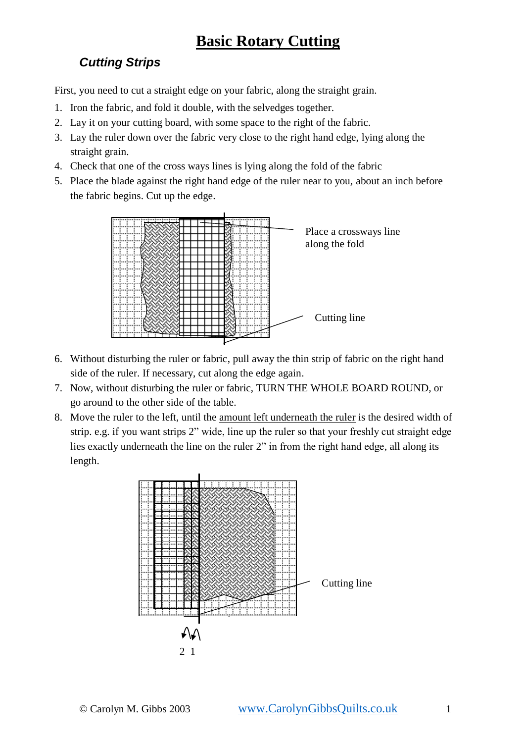# Basic Rotary Cutting

## *Cutting Strips*

First, you need to cut a straight edge on your fabric, along the straight grain.

1. Iron the fabric, and fold it double, with the selvedges together.
2. Lay it on your cutting board, with some space to the right of the fabric.
3. Lay the ruler down over the fabric very close to the right hand edge, lying along the straight grain.
4. Check that one of the cross ways lines is lying along the fold of the fabric
5. Place the blade against the right hand edge of the ruler near to you, about an inch before the fabric begins. Cut up the edge.

Place a crossways line along the fold

Cutting line

6. Without disturbing the ruler or fabric, pull away the thin strip of fabric on the right hand side of the ruler. If necessary, cut along the edge again.
7. Now, without disturbing the ruler or fabric, TURN THE WHOLE BOARD ROUND, or go around to the other side of the table.
8. Move the ruler to the left, until the amount left underneath the ruler is the desired width of strip. e.g. if you want strips 2" wide, line up the ruler so that your freshly cut straight edge lies exactly underneath the line on the ruler 2" in from the right hand edge, all along its length.

Cutting line

2 1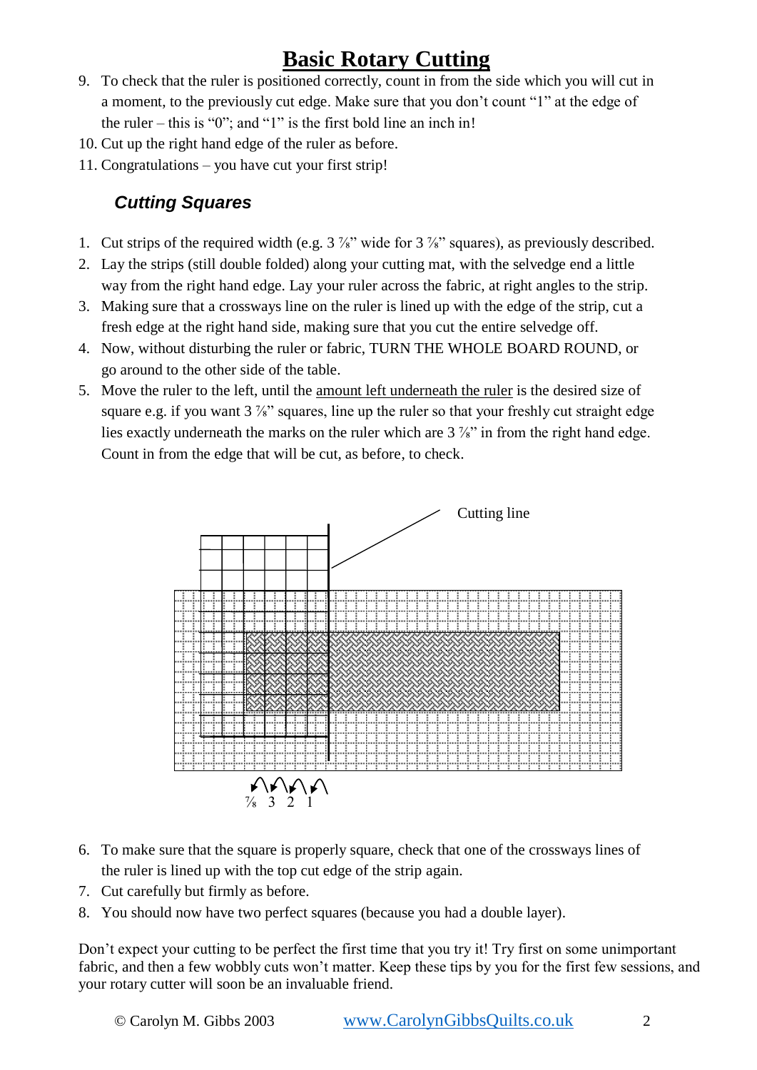# Basic Rotary Cutting

9. To check that the ruler is positioned correctly, count in from the side which you will cut in a moment, to the previously cut edge. Make sure that you don't count "1" at the edge of the ruler – this is "0"; and "1" is the first bold line an inch in!
10. Cut up the right hand edge of the ruler as before.
11. Congratulations – you have cut your first strip!

## *Cutting Squares*

1. Cut strips of the required width (e.g. 3 ⅞" wide for 3 ⅞" squares), as previously described.
2. Lay the strips (still double folded) along your cutting mat, with the selvedge end a little way from the right hand edge. Lay your ruler across the fabric, at right angles to the strip.
3. Making sure that a crossways line on the ruler is lined up with the edge of the strip, cut a fresh edge at the right hand side, making sure that you cut the entire selvedge off.
4. Now, without disturbing the ruler or fabric, TURN THE WHOLE BOARD ROUND, or go around to the other side of the table.
5. Move the ruler to the left, until the amount left underneath the ruler is the desired size of square e.g. if you want 3 ⅞" squares, line up the ruler so that your freshly cut straight edge lies exactly underneath the marks on the ruler which are 3 ⅞" in from the right hand edge. Count in from the edge that will be cut, as before, to check.

Cutting line

⅞ 3 2 1

6. To make sure that the square is properly square, check that one of the crossways lines of the ruler is lined up with the top cut edge of the strip again.
7. Cut carefully but firmly as before.
8. You should now have two perfect squares (because you had a double layer).

Don't expect your cutting to be perfect the first time that you try it! Try first on some unimportant fabric, and then a few wobbly cuts won't matter. Keep these tips by you for the first few sessions, and your rotary cutter will soon be an invaluable friend.

© Carolyn M. Gibbs 2003 www.CarolynGibbsQuilts.co.uk